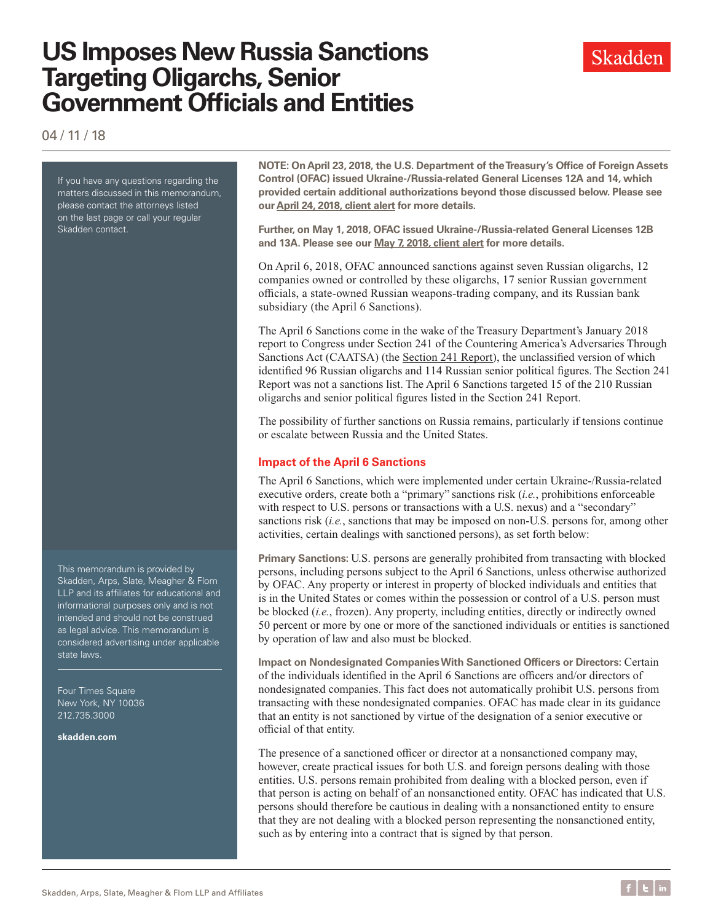# US Imposes New Russia Sanctions Targeting Oligarchs, Senior Government Officials and Entities

04 / 11 / 18

If you have any questions regarding the matters discussed in this memorandum, please contact the attorneys listed on the last page or call your regular Skadden contact.

**NOTE: On April 23, 2018, the U.S. Department of the Treasury's Office of Foreign Assets Control (OFAC) issued Ukraine-/Russia-related General Licenses 12A and 14, which provided certain additional authorizations beyond those discussed below. Please see our April 24, 2018, client alert for more details.**

**Further, on May 1, 2018, OFAC issued Ukraine-/Russia-related General Licenses 12B and 13A. Please see our May 7, 2018, client alert for more details.**

On April 6, 2018, OFAC announced sanctions against seven Russian oligarchs, 12 companies owned or controlled by these oligarchs, 17 senior Russian government officials, a state-owned Russian weapons-trading company, and its Russian bank subsidiary (the April 6 Sanctions).

The April 6 Sanctions come in the wake of the Treasury Department's January 2018 report to Congress under Section 241 of the Countering America's Adversaries Through Sanctions Act (CAATSA) (the Section 241 Report), the unclassified version of which identified 96 Russian oligarchs and 114 Russian senior political figures. The Section 241 Report was not a sanctions list. The April 6 Sanctions targeted 15 of the 210 Russian oligarchs and senior political figures listed in the Section 241 Report.

The possibility of further sanctions on Russia remains, particularly if tensions continue or escalate between Russia and the United States.

## Impact of the April 6 Sanctions

The April 6 Sanctions, which were implemented under certain Ukraine-/Russia-related executive orders, create both a "primary" sanctions risk (*i.e.*, prohibitions enforceable with respect to U.S. persons or transactions with a U.S. nexus) and a "secondary" sanctions risk (*i.e.*, sanctions that may be imposed on non-U.S. persons for, among other activities, certain dealings with sanctioned persons), as set forth below:

**Primary Sanctions:** U.S. persons are generally prohibited from transacting with blocked persons, including persons subject to the April 6 Sanctions, unless otherwise authorized by OFAC. Any property or interest in property of blocked individuals and entities that is in the United States or comes within the possession or control of a U.S. person must be blocked (*i.e.*, frozen). Any property, including entities, directly or indirectly owned 50 percent or more by one or more of the sanctioned individuals or entities is sanctioned by operation of law and also must be blocked.

**Impact on Nondesignated Companies With Sanctioned Officers or Directors:** Certain of the individuals identified in the April 6 Sanctions are officers and/or directors of nondesignated companies. This fact does not automatically prohibit U.S. persons from transacting with these nondesignated companies. OFAC has made clear in its guidance that an entity is not sanctioned by virtue of the designation of a senior executive or official of that entity.

The presence of a sanctioned officer or director at a nonsanctioned company may, however, create practical issues for both U.S. and foreign persons dealing with those entities. U.S. persons remain prohibited from dealing with a blocked person, even if that person is acting on behalf of an nonsanctioned entity. OFAC has indicated that U.S. persons should therefore be cautious in dealing with a nonsanctioned entity to ensure that they are not dealing with a blocked person representing the nonsanctioned entity, such as by entering into a contract that is signed by that person.

This memorandum is provided by Skadden, Arps, Slate, Meagher & Flom LLP and its affiliates for educational and informational purposes only and is not intended and should not be construed as legal advice. This memorandum is considered advertising under applicable state laws.

Four Times Square
New York, NY 10036
212.735.3000

**skadden.com**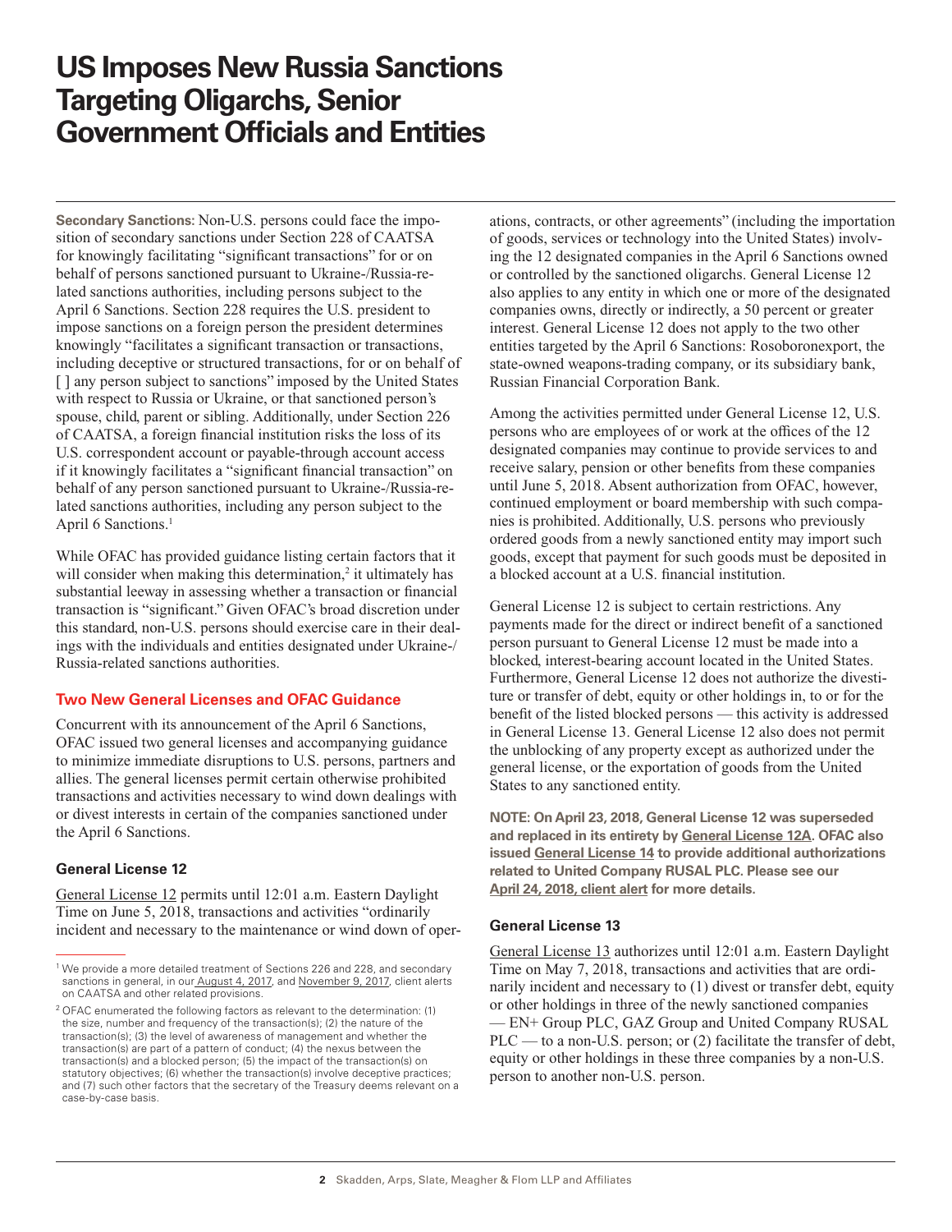# US Imposes New Russia Sanctions Targeting Oligarchs, Senior Government Officials and Entities

**Secondary Sanctions:** Non-U.S. persons could face the imposition of secondary sanctions under Section 228 of CAATSA for knowingly facilitating "significant transactions" for or on behalf of persons sanctioned pursuant to Ukraine-/Russia-related sanctions authorities, including persons subject to the April 6 Sanctions. Section 228 requires the U.S. president to impose sanctions on a foreign person the president determines knowingly "facilitates a significant transaction or transactions, including deceptive or structured transactions, for or on behalf of [ ] any person subject to sanctions" imposed by the United States with respect to Russia or Ukraine, or that sanctioned person's spouse, child, parent or sibling. Additionally, under Section 226 of CAATSA, a foreign financial institution risks the loss of its U.S. correspondent account or payable-through account access if it knowingly facilitates a "significant financial transaction" on behalf of any person sanctioned pursuant to Ukraine-/Russia-related sanctions authorities, including any person subject to the April 6 Sanctions.[1]

While OFAC has provided guidance listing certain factors that it will consider when making this determination,[2] it ultimately has substantial leeway in assessing whether a transaction or financial transaction is "significant." Given OFAC's broad discretion under this standard, non-U.S. persons should exercise care in their dealings with the individuals and entities designated under Ukraine-/Russia-related sanctions authorities.

## Two New General Licenses and OFAC Guidance

Concurrent with its announcement of the April 6 Sanctions, OFAC issued two general licenses and accompanying guidance to minimize immediate disruptions to U.S. persons, partners and allies. The general licenses permit certain otherwise prohibited transactions and activities necessary to wind down dealings with or divest interests in certain of the companies sanctioned under the April 6 Sanctions.

### General License 12

General License 12 permits until 12:01 a.m. Eastern Daylight Time on June 5, 2018, transactions and activities "ordinarily incident and necessary to the maintenance or wind down of operations, contracts, or other agreements" (including the importation of goods, services or technology into the United States) involving the 12 designated companies in the April 6 Sanctions owned or controlled by the sanctioned oligarchs. General License 12 also applies to any entity in which one or more of the designated companies owns, directly or indirectly, a 50 percent or greater interest. General License 12 does not apply to the two other entities targeted by the April 6 Sanctions: Rosoboronexport, the state-owned weapons-trading company, or its subsidiary bank, Russian Financial Corporation Bank.

Among the activities permitted under General License 12, U.S. persons who are employees of or work at the offices of the 12 designated companies may continue to provide services to and receive salary, pension or other benefits from these companies until June 5, 2018. Absent authorization from OFAC, however, continued employment or board membership with such companies is prohibited. Additionally, U.S. persons who previously ordered goods from a newly sanctioned entity may import such goods, except that payment for such goods must be deposited in a blocked account at a U.S. financial institution.

General License 12 is subject to certain restrictions. Any payments made for the direct or indirect benefit of a sanctioned person pursuant to General License 12 must be made into a blocked, interest-bearing account located in the United States. Furthermore, General License 12 does not authorize the divestiture or transfer of debt, equity or other holdings in, to or for the benefit of the listed blocked persons — this activity is addressed in General License 13. General License 12 also does not permit the unblocking of any property except as authorized under the general license, or the exportation of goods from the United States to any sanctioned entity.

**NOTE: On April 23, 2018, General License 12 was superseded and replaced in its entirety by General License 12A. OFAC also issued General License 14 to provide additional authorizations related to United Company RUSAL PLC. Please see our April 24, 2018, client alert for more details.**

### General License 13

General License 13 authorizes until 12:01 a.m. Eastern Daylight Time on May 7, 2018, transactions and activities that are ordinarily incident and necessary to (1) divest or transfer debt, equity or other holdings in three of the newly sanctioned companies — EN+ Group PLC, GAZ Group and United Company RUSAL PLC — to a non-U.S. person; or (2) facilitate the transfer of debt, equity or other holdings in these three companies by a non-U.S. person to another non-U.S. person.

---

[1] We provide a more detailed treatment of Sections 226 and 228, and secondary sanctions in general, in our August 4, 2017, and November 9, 2017, client alerts on CAATSA and other related provisions.

[2] OFAC enumerated the following factors as relevant to the determination: (1) the size, number and frequency of the transaction(s); (2) the nature of the transaction(s); (3) the level of awareness of management and whether the transaction(s) are part of a pattern of conduct; (4) the nexus between the transaction(s) and a blocked person; (5) the impact of the transaction(s) on statutory objectives; (6) whether the transaction(s) involve deceptive practices; and (7) such other factors that the secretary of the Treasury deems relevant on a case-by-case basis.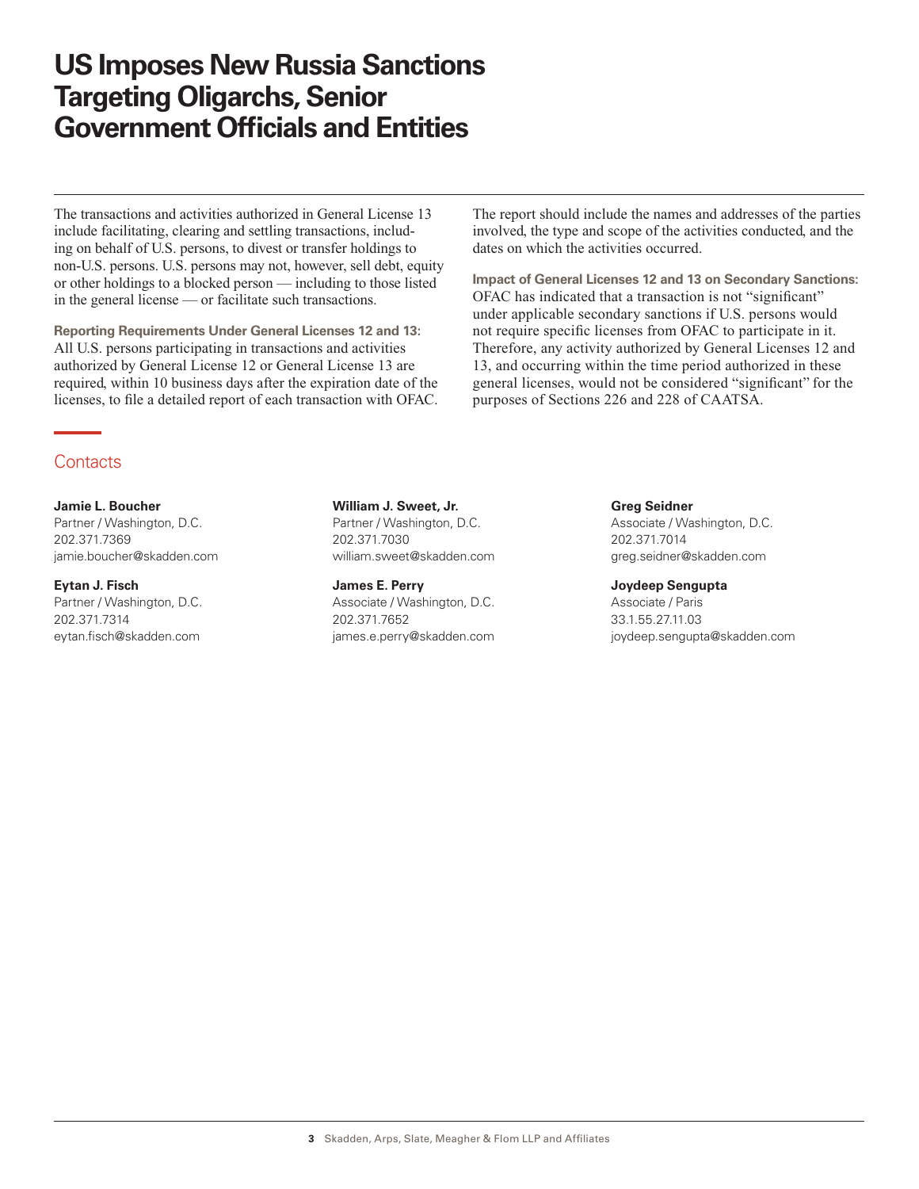# US Imposes New Russia Sanctions Targeting Oligarchs, Senior Government Officials and Entities

The transactions and activities authorized in General License 13 include facilitating, clearing and settling transactions, including on behalf of U.S. persons, to divest or transfer holdings to non-U.S. persons. U.S. persons may not, however, sell debt, equity or other holdings to a blocked person — including to those listed in the general license — or facilitate such transactions.

**Reporting Requirements Under General Licenses 12 and 13:** All U.S. persons participating in transactions and activities authorized by General License 12 or General License 13 are required, within 10 business days after the expiration date of the licenses, to file a detailed report of each transaction with OFAC. The report should include the names and addresses of the parties involved, the type and scope of the activities conducted, and the dates on which the activities occurred.

**Impact of General Licenses 12 and 13 on Secondary Sanctions:** OFAC has indicated that a transaction is not "significant" under applicable secondary sanctions if U.S. persons would not require specific licenses from OFAC to participate in it. Therefore, any activity authorized by General Licenses 12 and 13, and occurring within the time period authorized in these general licenses, would not be considered "significant" for the purposes of Sections 226 and 228 of CAATSA.

## Contacts

**Jamie L. Boucher**
Partner / Washington, D.C.
202.371.7369
jamie.boucher@skadden.com

**Eytan J. Fisch**
Partner / Washington, D.C.
202.371.7314
eytan.fisch@skadden.com

**William J. Sweet, Jr.**
Partner / Washington, D.C.
202.371.7030
william.sweet@skadden.com

**James E. Perry**
Associate / Washington, D.C.
202.371.7652
james.e.perry@skadden.com

**Greg Seidner**
Associate / Washington, D.C.
202.371.7014
greg.seidner@skadden.com

**Joydeep Sengupta**
Associate / Paris
33.1.55.27.11.03
joydeep.sengupta@skadden.com